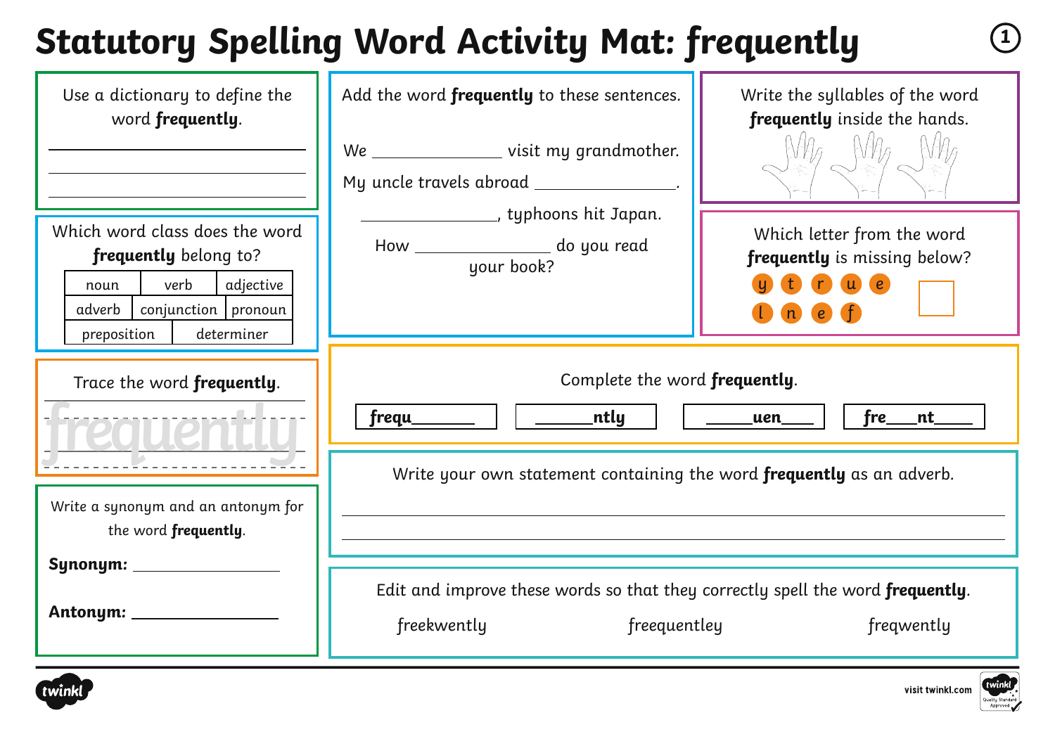# Statutory Spelling Word Activity Mat: *frequently*

## Use a dictionary to define the word **frequently**.

______________________________

______________________________

______________________________

## Which word class does the word **frequently** belong to?

| noun | verb | adjective |
|---|---|---|
| adverb | conjunction | pronoun |
| preposition | determiner | |

## Trace the word **frequently**.

frequently

## Write a synonym and an antonym for the word **frequently**.

**Synonym:** ______________

**Antonym:** ______________

## Add the word **frequently** to these sentences.

We ____________ visit my grandmother.

My uncle travels abroad ____________.

____________, typhoons hit Japan.

How ____________ do you read your book?

## Write the syllables of the word **frequently** inside the hands.

## Which letter from the word **frequently** is missing below?

y t r u e l n e f

☐

## Complete the word **frequently**.

| **frequ______** | **______ntly** | **_____uen____** | **fre___nt____** |
|---|---|---|---|

## Write your own statement containing the word **frequently** as an adverb.

______________________________________________________________

______________________________________________________________

## Edit and improve these words so that they correctly spell the word **frequently**.

freekwently    freequentley    freqwently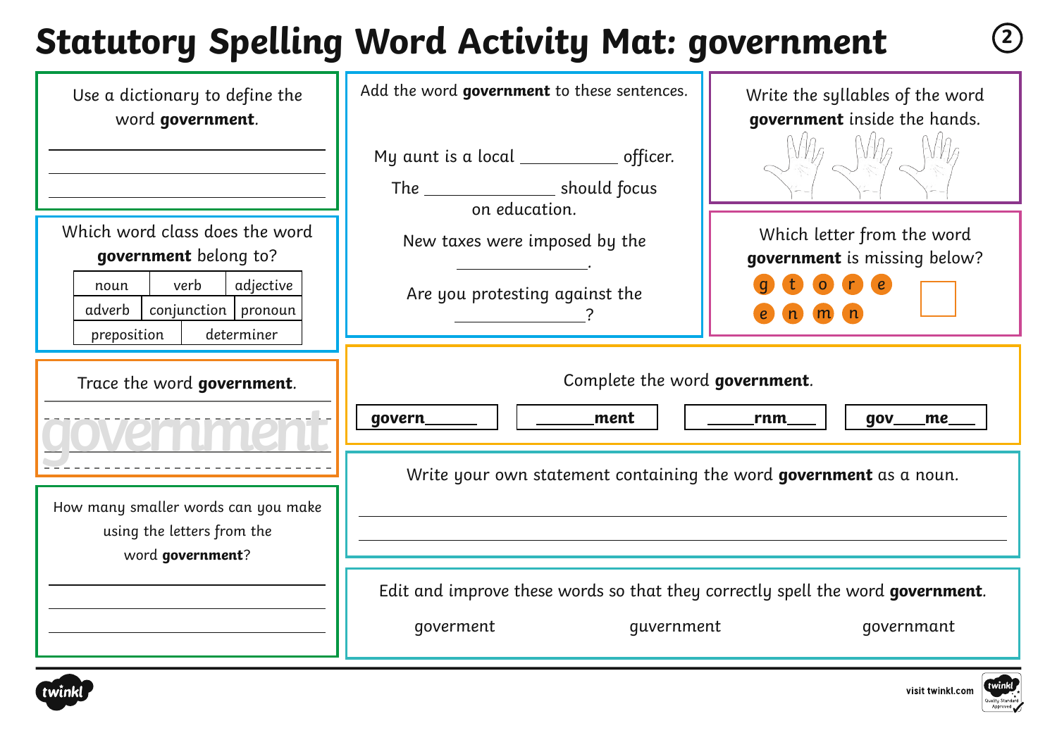# Statutory Spelling Word Activity Mat: government

Use a dictionary to define the word **government**.

______________________________

______________________________

______________________________

Which word class does the word **government** belong to?

| noun | verb | adjective |
|---|---|---|
| adverb | conjunction | pronoun |
| preposition | determiner | |

Trace the word **government**.

government

How many smaller words can you make using the letters from the word **government**?

______________________________

______________________________

______________________________

Add the word **government** to these sentences.

My aunt is a local __________ officer.

The ______________ should focus on education.

New taxes were imposed by the ______________.

Are you protesting against the ______________?

Write the syllables of the word **government** inside the hands.

Which letter from the word **government** is missing below?

g t o r e e n m n ☐

Complete the word **government**.

| govern______ | ______ment | ______rnm___ | gov___me___ |
|---|---|---|---|

Write your own statement containing the word **government** as a noun.

______________________________

______________________________

Edit and improve these words so that they correctly spell the word **government**.

goverment  guvernment  governmant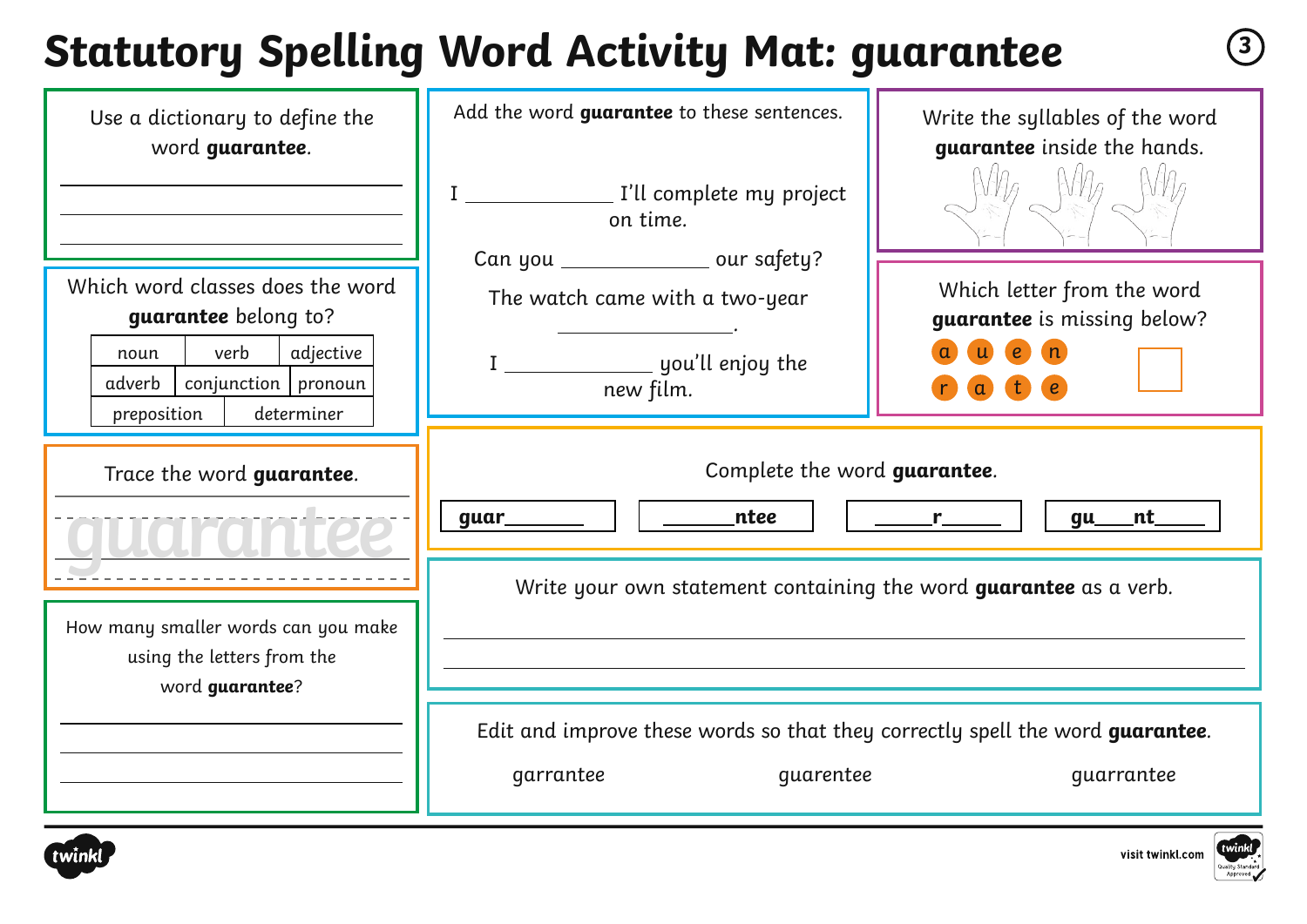# Statutory Spelling Word Activity Mat: guarantee

Use a dictionary to define the word **guarantee**.

___
___
___

Which word classes does the word **guarantee** belong to?

| noun | verb | adjective |
|---|---|---|
| adverb | conjunction | pronoun |
| preposition | determiner | |

Trace the word **guarantee**.

guarantee

How many smaller words can you make using the letters from the word **guarantee**?

___
___
___

Add the word **guarantee** to these sentences.

I ____________ I'll complete my project on time.

Can you ____________ our safety?

The watch came with a two-year ____________.

I ____________ you'll enjoy the new film.

Write the syllables of the word **guarantee** inside the hands.

Which letter from the word **guarantee** is missing below?

a u e n
r a t e

Complete the word **guarantee**.

**guar**______ | ______**ntee** | ______**r**______ | **gu**___**nt**____

Write your own statement containing the word **guarantee** as a verb.

___
___

Edit and improve these words so that they correctly spell the word **guarantee**.

garrantee guarentee guarrantee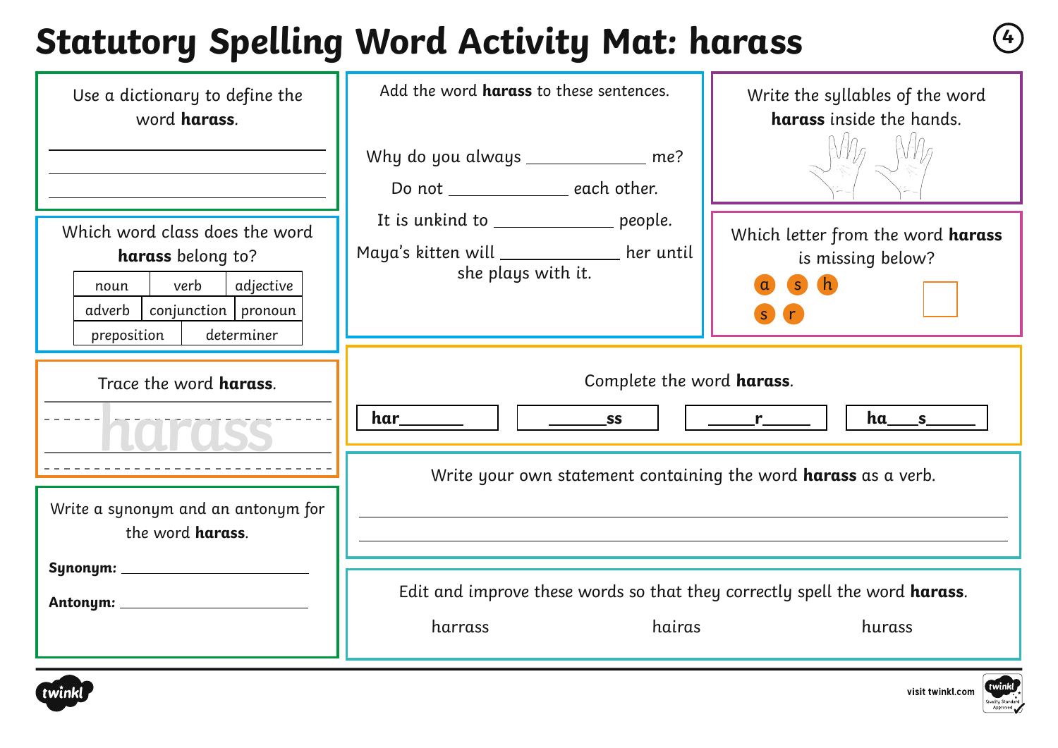# Statutory Spelling Word Activity Mat: harass

Use a dictionary to define the word **harass**.

___

___

___

Which word class does the word **harass** belong to?

| noun | verb | adjective |
|---|---|---|
| adverb | conjunction | pronoun |
| preposition | determiner | |

Trace the word **harass**.

harass

Write a synonym and an antonym for the word **harass**.

**Synonym:** ___

**Antonym:** ___

Add the word **harass** to these sentences.

Why do you always ___ me?

Do not ___ each other.

It is unkind to ___ people.

Maya's kitten will ___ her until she plays with it.

Write the syllables of the word **harass** inside the hands.

Which letter from the word **harass** is missing below?

a s h s r

Complete the word **harass**.

| har___ | ___ss | ___r___ | ha___s___ |
|---|---|---|---|

Write your own statement containing the word **harass** as a verb.

___

___

Edit and improve these words so that they correctly spell the word **harass**.

harrass hairas hurass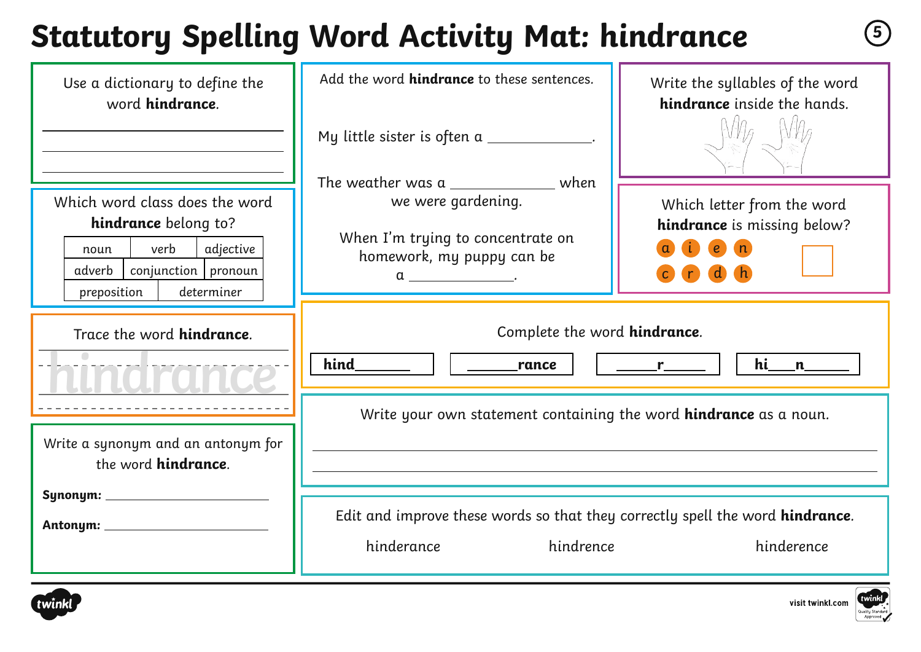# Statutory Spelling Word Activity Mat: hindrance

Use a dictionary to define the word **hindrance**.

\_\_\_\_\_\_\_\_\_\_\_\_\_\_\_\_\_\_\_\_\_\_\_\_\_\_\_\_\_\_

\_\_\_\_\_\_\_\_\_\_\_\_\_\_\_\_\_\_\_\_\_\_\_\_\_\_\_\_\_\_

\_\_\_\_\_\_\_\_\_\_\_\_\_\_\_\_\_\_\_\_\_\_\_\_\_\_\_\_\_\_

Which word class does the word **hindrance** belong to?

| | | |
|---|---|---|
| noun | verb | adjective |
| adverb | conjunction | pronoun |
| preposition | determiner | |

Trace the word **hindrance**.

hindrance

Write a synonym and an antonym for the word **hindrance**.

**Synonym:** \_\_\_\_\_\_\_\_\_\_\_\_\_\_\_\_\_\_\_\_

**Antonym:** \_\_\_\_\_\_\_\_\_\_\_\_\_\_\_\_\_\_\_\_

Add the word **hindrance** to these sentences.

My little sister is often a \_\_\_\_\_\_\_\_\_\_\_\_.

The weather was a \_\_\_\_\_\_\_\_\_\_\_\_ when we were gardening.

When I'm trying to concentrate on homework, my puppy can be a \_\_\_\_\_\_\_\_\_\_\_\_.

Write the syllables of the word **hindrance** inside the hands.

Which letter from the word **hindrance** is missing below?

a i e n

c r d h

Complete the word **hindrance**.

| | | | |
|---|---|---|---|
| hind\_\_\_\_\_\_\_ | \_\_\_\_\_\_\_rance | \_\_\_\_\_\_r\_\_\_\_\_\_ | hi\_\_\_n\_\_\_\_\_\_ |

Write your own statement containing the word **hindrance** as a noun.

\_\_\_\_\_\_\_\_\_\_\_\_\_\_\_\_\_\_\_\_\_\_\_\_\_\_\_\_\_\_\_\_\_\_\_\_\_\_\_\_\_\_\_\_\_\_\_\_\_\_\_\_\_\_\_\_

\_\_\_\_\_\_\_\_\_\_\_\_\_\_\_\_\_\_\_\_\_\_\_\_\_\_\_\_\_\_\_\_\_\_\_\_\_\_\_\_\_\_\_\_\_\_\_\_\_\_\_\_\_\_\_\_

Edit and improve these words so that they correctly spell the word **hindrance**.

hinderance hindrence hinderence